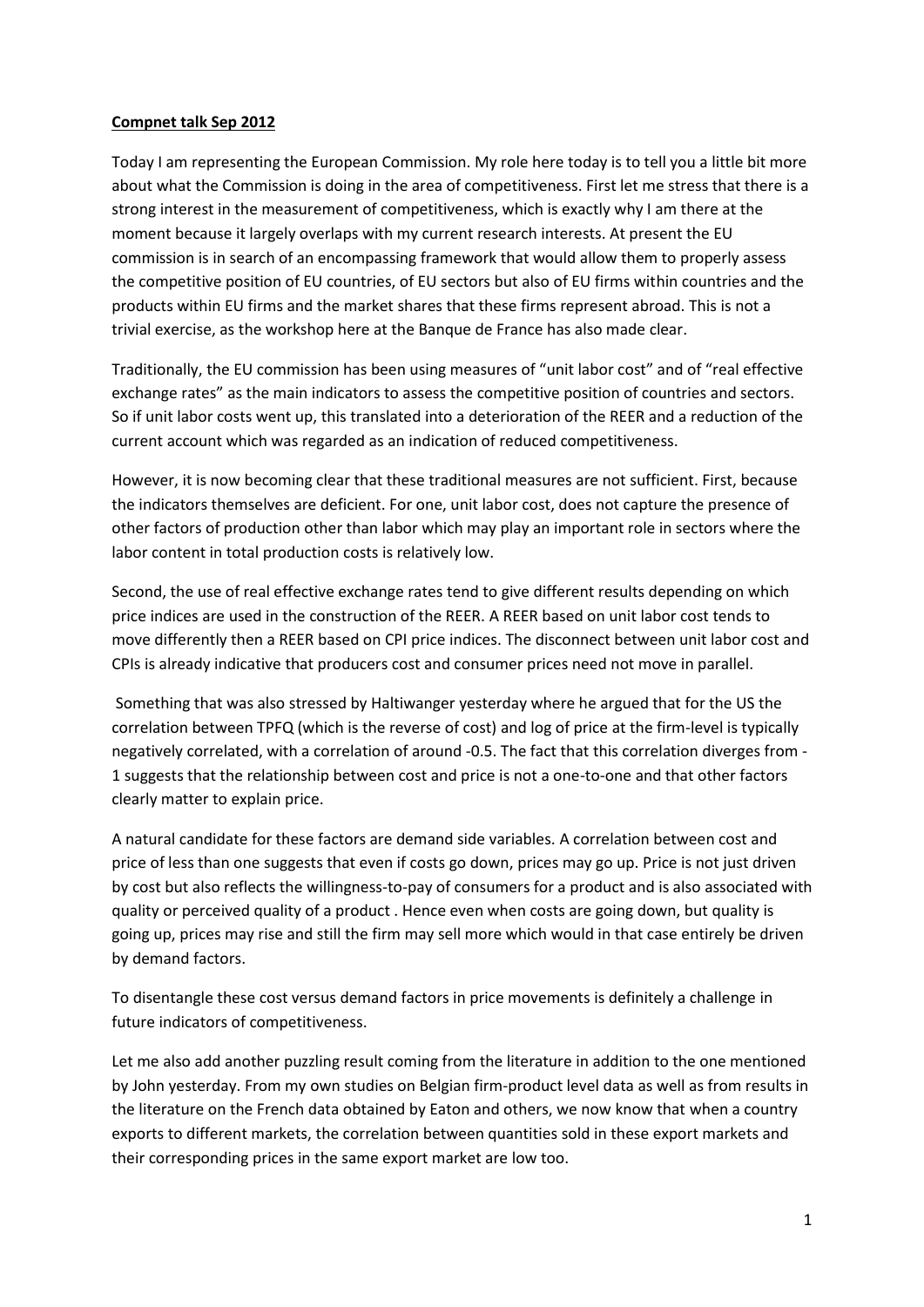**Compnet talk Sep 2012**

Today I am representing the European Commission. My role here today is to tell you a little bit more about what the Commission is doing in the area of competitiveness. First let me stress that there is a strong interest in the measurement of competitiveness, which is exactly why I am there at the moment because it largely overlaps with my current research interests. At present the EU commission is in search of an encompassing framework that would allow them to properly assess the competitive position of EU countries, of EU sectors but also of EU firms within countries and the products within EU firms and the market shares that these firms represent abroad. This is not a trivial exercise, as the workshop here at the Banque de France has also made clear.

Traditionally, the EU commission has been using measures of "unit labor cost" and of "real effective exchange rates" as the main indicators to assess the competitive position of countries and sectors. So if unit labor costs went up, this translated into a deterioration of the REER and a reduction of the current account which was regarded as an indication of reduced competitiveness.

However, it is now becoming clear that these traditional measures are not sufficient. First, because the indicators themselves are deficient. For one, unit labor cost, does not capture the presence of other factors of production other than labor which may play an important role in sectors where the labor content in total production costs is relatively low.

Second, the use of real effective exchange rates tend to give different results depending on which price indices are used in the construction of the REER. A REER based on unit labor cost tends to move differently then a REER based on CPI price indices. The disconnect between unit labor cost and CPIs is already indicative that producers cost and consumer prices need not move in parallel.

Something that was also stressed by Haltiwanger yesterday where he argued that for the US the correlation between TPFQ (which is the reverse of cost) and log of price at the firm-level is typically negatively correlated, with a correlation of around -0.5. The fact that this correlation diverges from -1 suggests that the relationship between cost and price is not a one-to-one and that other factors clearly matter to explain price.

A natural candidate for these factors are demand side variables. A correlation between cost and price of less than one suggests that even if costs go down, prices may go up. Price is not just driven by cost but also reflects the willingness-to-pay of consumers for a product and is also associated with quality or perceived quality of a product . Hence even when costs are going down, but quality is going up, prices may rise and still the firm may sell more which would in that case entirely be driven by demand factors.

To disentangle these cost versus demand factors in price movements is definitely a challenge in future indicators of competitiveness.

Let me also add another puzzling result coming from the literature in addition to the one mentioned by John yesterday. From my own studies on Belgian firm-product level data as well as from results in the literature on the French data obtained by Eaton and others, we now know that when a country exports to different markets, the correlation between quantities sold in these export markets and their corresponding prices in the same export market are low too.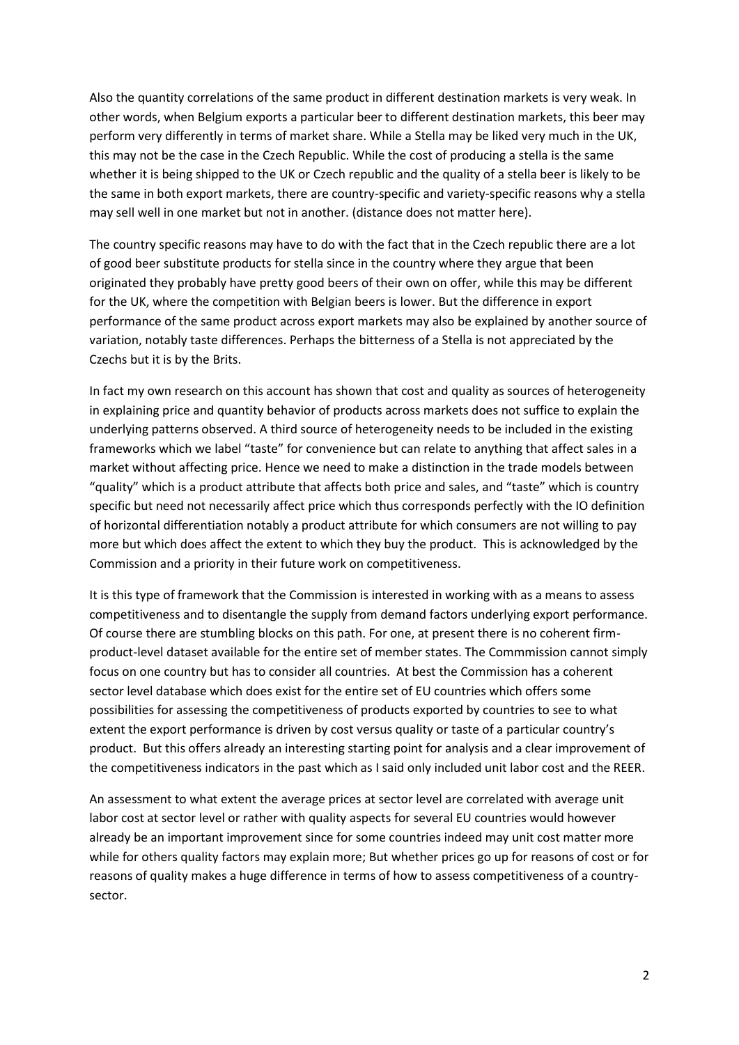Also the quantity correlations of the same product in different destination markets is very weak. In other words, when Belgium exports a particular beer to different destination markets, this beer may perform very differently in terms of market share. While a Stella may be liked very much in the UK, this may not be the case in the Czech Republic. While the cost of producing a stella is the same whether it is being shipped to the UK or Czech republic and the quality of a stella beer is likely to be the same in both export markets, there are country-specific and variety-specific reasons why a stella may sell well in one market but not in another. (distance does not matter here).

The country specific reasons may have to do with the fact that in the Czech republic there are a lot of good beer substitute products for stella since in the country where they argue that been originated they probably have pretty good beers of their own on offer, while this may be different for the UK, where the competition with Belgian beers is lower. But the difference in export performance of the same product across export markets may also be explained by another source of variation, notably taste differences. Perhaps the bitterness of a Stella is not appreciated by the Czechs but it is by the Brits.

In fact my own research on this account has shown that cost and quality as sources of heterogeneity in explaining price and quantity behavior of products across markets does not suffice to explain the underlying patterns observed. A third source of heterogeneity needs to be included in the existing frameworks which we label "taste" for convenience but can relate to anything that affect sales in a market without affecting price. Hence we need to make a distinction in the trade models between "quality" which is a product attribute that affects both price and sales, and "taste" which is country specific but need not necessarily affect price which thus corresponds perfectly with the IO definition of horizontal differentiation notably a product attribute for which consumers are not willing to pay more but which does affect the extent to which they buy the product. This is acknowledged by the Commission and a priority in their future work on competitiveness.

It is this type of framework that the Commission is interested in working with as a means to assess competitiveness and to disentangle the supply from demand factors underlying export performance. Of course there are stumbling blocks on this path. For one, at present there is no coherent firm-product-level dataset available for the entire set of member states. The Commmission cannot simply focus on one country but has to consider all countries. At best the Commission has a coherent sector level database which does exist for the entire set of EU countries which offers some possibilities for assessing the competitiveness of products exported by countries to see to what extent the export performance is driven by cost versus quality or taste of a particular country's product. But this offers already an interesting starting point for analysis and a clear improvement of the competitiveness indicators in the past which as I said only included unit labor cost and the REER.

An assessment to what extent the average prices at sector level are correlated with average unit labor cost at sector level or rather with quality aspects for several EU countries would however already be an important improvement since for some countries indeed may unit cost matter more while for others quality factors may explain more; But whether prices go up for reasons of cost or for reasons of quality makes a huge difference in terms of how to assess competitiveness of a country-sector.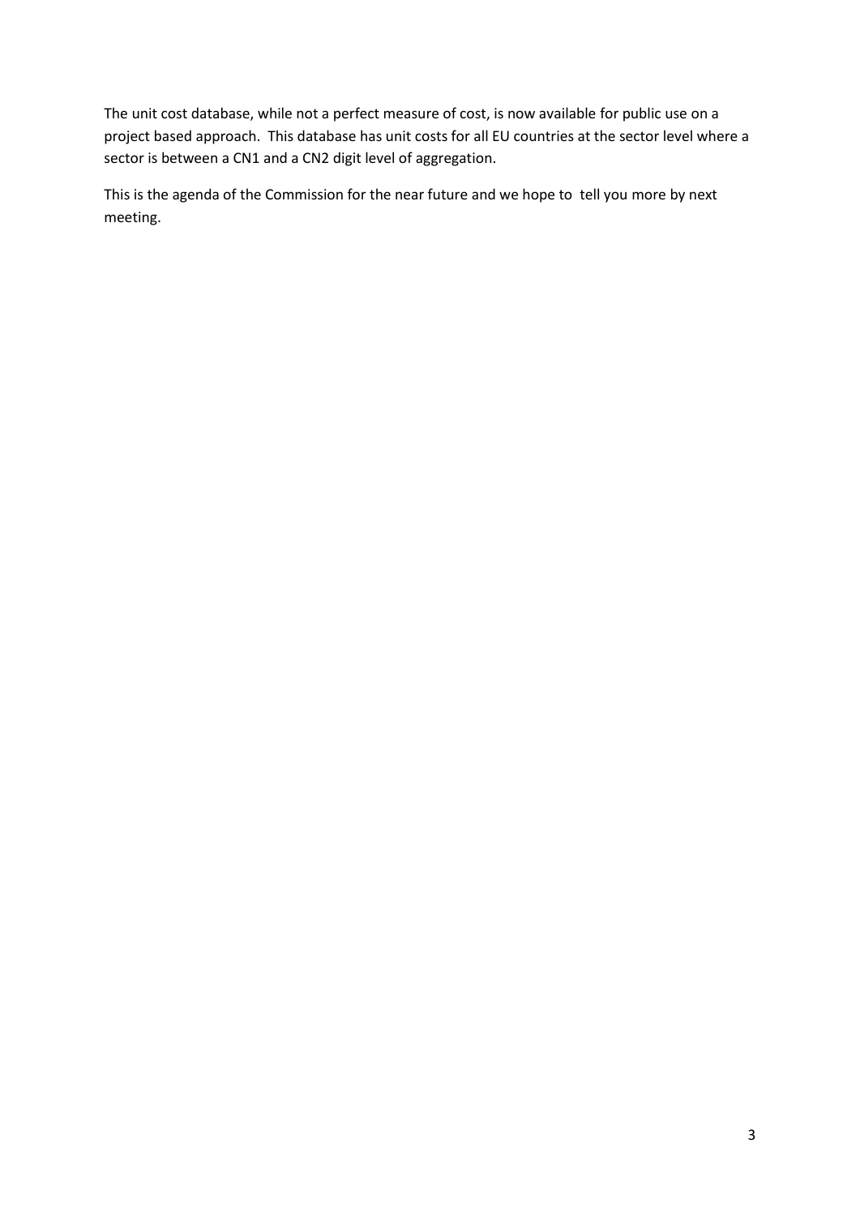The unit cost database, while not a perfect measure of cost, is now available for public use on a project based approach. This database has unit costs for all EU countries at the sector level where a sector is between a CN1 and a CN2 digit level of aggregation.

This is the agenda of the Commission for the near future and we hope to tell you more by next meeting.